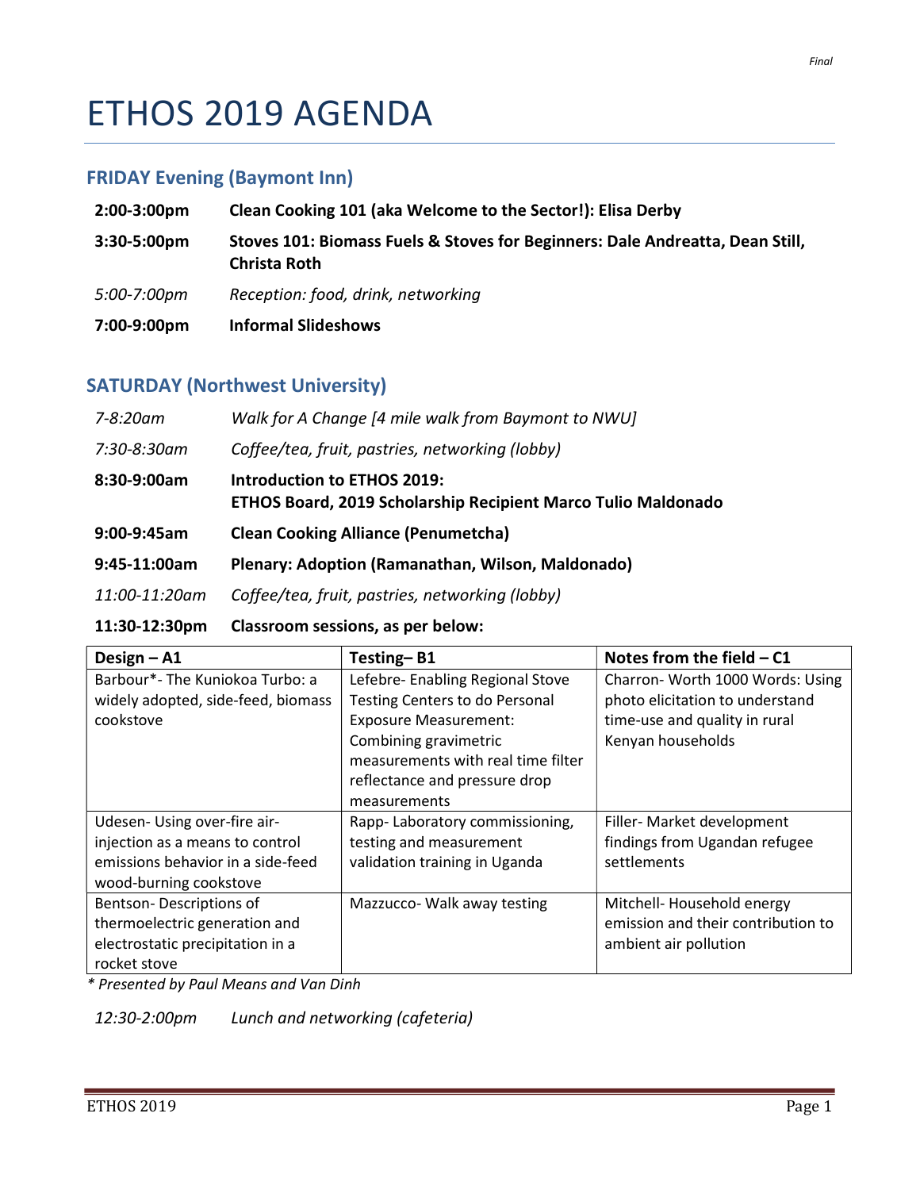Final

# ETHOS 2019 AGENDA

## FRIDAY Evening (Baymont Inn)

**2:00-3:00pm** **Clean Cooking 101 (aka Welcome to the Sector!): Elisa Derby**

**3:30-5:00pm** **Stoves 101: Biomass Fuels & Stoves for Beginners: Dale Andreatta, Dean Still, Christa Roth**

*5:00-7:00pm* *Reception: food, drink, networking*

**7:00-9:00pm** **Informal Slideshows**

## SATURDAY (Northwest University)

*7-8:20am* *Walk for A Change [4 mile walk from Baymont to NWU]*

*7:30-8:30am* *Coffee/tea, fruit, pastries, networking (lobby)*

**8:30-9:00am** **Introduction to ETHOS 2019:**
**ETHOS Board, 2019 Scholarship Recipient Marco Tulio Maldonado**

**9:00-9:45am** **Clean Cooking Alliance (Penumetcha)**

**9:45-11:00am** **Plenary: Adoption (Ramanathan, Wilson, Maldonado)**

*11:00-11:20am* *Coffee/tea, fruit, pastries, networking (lobby)*

**11:30-12:30pm** **Classroom sessions, as per below:**

| Design – A1 | Testing– B1 | Notes from the field – C1 |
|---|---|---|
| Barbour*- The Kuniokoa Turbo: a widely adopted, side-feed, biomass cookstove | Lefebre- Enabling Regional Stove Testing Centers to do Personal Exposure Measurement: Combining gravimetric measurements with real time filter reflectance and pressure drop measurements | Charron- Worth 1000 Words: Using photo elicitation to understand time-use and quality in rural Kenyan households |
| Udesen- Using over-fire air-injection as a means to control emissions behavior in a side-feed wood-burning cookstove | Rapp- Laboratory commissioning, testing and measurement validation training in Uganda | Filler- Market development findings from Ugandan refugee settlements |
| Bentson- Descriptions of thermoelectric generation and electrostatic precipitation in a rocket stove | Mazzucco- Walk away testing | Mitchell- Household energy emission and their contribution to ambient air pollution |

*\* Presented by Paul Means and Van Dinh*

*12:30-2:00pm* *Lunch and networking (cafeteria)*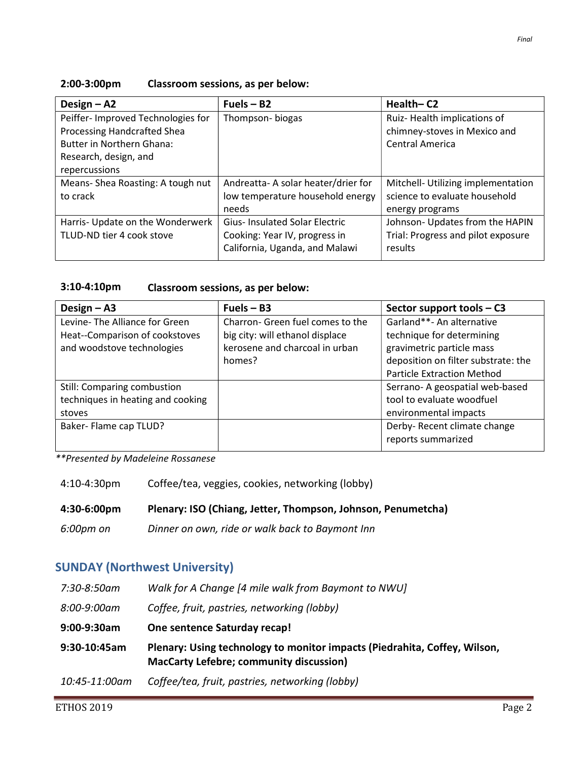**2:00-3:00pm Classroom sessions, as per below:**

| Design – A2 | Fuels – B2 | Health– C2 |
|---|---|---|
| Peiffer- Improved Technologies for Processing Handcrafted Shea Butter in Northern Ghana: Research, design, and repercussions | Thompson- biogas | Ruiz- Health implications of chimney-stoves in Mexico and Central America |
| Means- Shea Roasting: A tough nut to crack | Andreatta- A solar heater/drier for low temperature household energy needs | Mitchell- Utilizing implementation science to evaluate household energy programs |
| Harris- Update on the Wonderwerk TLUD-ND tier 4 cook stove | Gius- Insulated Solar Electric Cooking: Year IV, progress in California, Uganda, and Malawi | Johnson- Updates from the HAPIN Trial: Progress and pilot exposure results |

**3:10-4:10pm Classroom sessions, as per below:**

| Design – A3 | Fuels – B3 | Sector support tools – C3 |
|---|---|---|
| Levine- The Alliance for Green Heat--Comparison of cookstoves and woodstove technologies | Charron- Green fuel comes to the big city: will ethanol displace kerosene and charcoal in urban homes? | Garland**- An alternative technique for determining gravimetric particle mass deposition on filter substrate: the Particle Extraction Method |
| Still: Comparing combustion techniques in heating and cooking stoves | | Serrano- A geospatial web-based tool to evaluate woodfuel environmental impacts |
| Baker- Flame cap TLUD? | | Derby- Recent climate change reports summarized |

*\*\*Presented by Madeleine Rossanese*

4:10-4:30pm Coffee/tea, veggies, cookies, networking (lobby)

**4:30-6:00pm Plenary: ISO (Chiang, Jetter, Thompson, Johnson, Penumetcha)**

*6:00pm on Dinner on own, ride or walk back to Baymont Inn*

## SUNDAY (Northwest University)

*7:30-8:50am Walk for A Change [4 mile walk from Baymont to NWU]*

*8:00-9:00am Coffee, fruit, pastries, networking (lobby)*

**9:00-9:30am One sentence Saturday recap!**

**9:30-10:45am Plenary: Using technology to monitor impacts (Piedrahita, Coffey, Wilson, MacCarty Lefebre; community discussion)**

*10:45-11:00am Coffee/tea, fruit, pastries, networking (lobby)*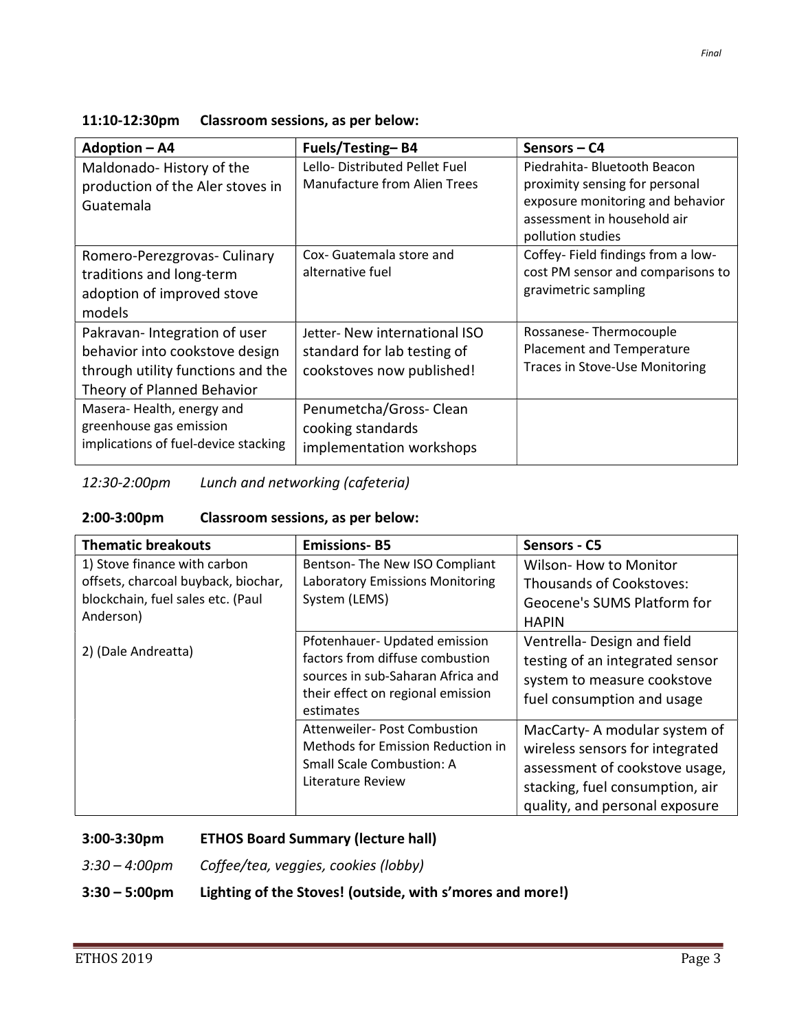**11:10-12:30pm Classroom sessions, as per below:**

| Adoption – A4 | Fuels/Testing– B4 | Sensors – C4 |
|---|---|---|
| Maldonado- History of the production of the Aler stoves in Guatemala | Lello- Distributed Pellet Fuel Manufacture from Alien Trees | Piedrahita- Bluetooth Beacon proximity sensing for personal exposure monitoring and behavior assessment in household air pollution studies |
| Romero-Perezgrovas- Culinary traditions and long-term adoption of improved stove models | Cox- Guatemala store and alternative fuel | Coffey- Field findings from a low-cost PM sensor and comparisons to gravimetric sampling |
| Pakravan- Integration of user behavior into cookstove design through utility functions and the Theory of Planned Behavior | Jetter- New international ISO standard for lab testing of cookstoves now published! | Rossanese- Thermocouple Placement and Temperature Traces in Stove-Use Monitoring |
| Masera- Health, energy and greenhouse gas emission implications of fuel-device stacking | Penumetcha/Gross- Clean cooking standards implementation workshops | |

*12:30-2:00pm Lunch and networking (cafeteria)*

**2:00-3:00pm Classroom sessions, as per below:**

| Thematic breakouts | Emissions- B5 | Sensors - C5 |
|---|---|---|
| 1) Stove finance with carbon offsets, charcoal buyback, biochar, blockchain, fuel sales etc. (Paul Anderson) | Bentson- The New ISO Compliant Laboratory Emissions Monitoring System (LEMS) | Wilson- How to Monitor Thousands of Cookstoves: Geocene's SUMS Platform for HAPIN |
| 2) (Dale Andreatta) | Pfotenhauer- Updated emission factors from diffuse combustion sources in sub-Saharan Africa and their effect on regional emission estimates | Ventrella- Design and field testing of an integrated sensor system to measure cookstove fuel consumption and usage |
| | Attenweiler- Post Combustion Methods for Emission Reduction in Small Scale Combustion: A Literature Review | MacCarty- A modular system of wireless sensors for integrated assessment of cookstove usage, stacking, fuel consumption, air quality, and personal exposure |

**3:00-3:30pm ETHOS Board Summary (lecture hall)**

*3:30 – 4:00pm Coffee/tea, veggies, cookies (lobby)*

**3:30 – 5:00pm Lighting of the Stoves! (outside, with s'mores and more!)**